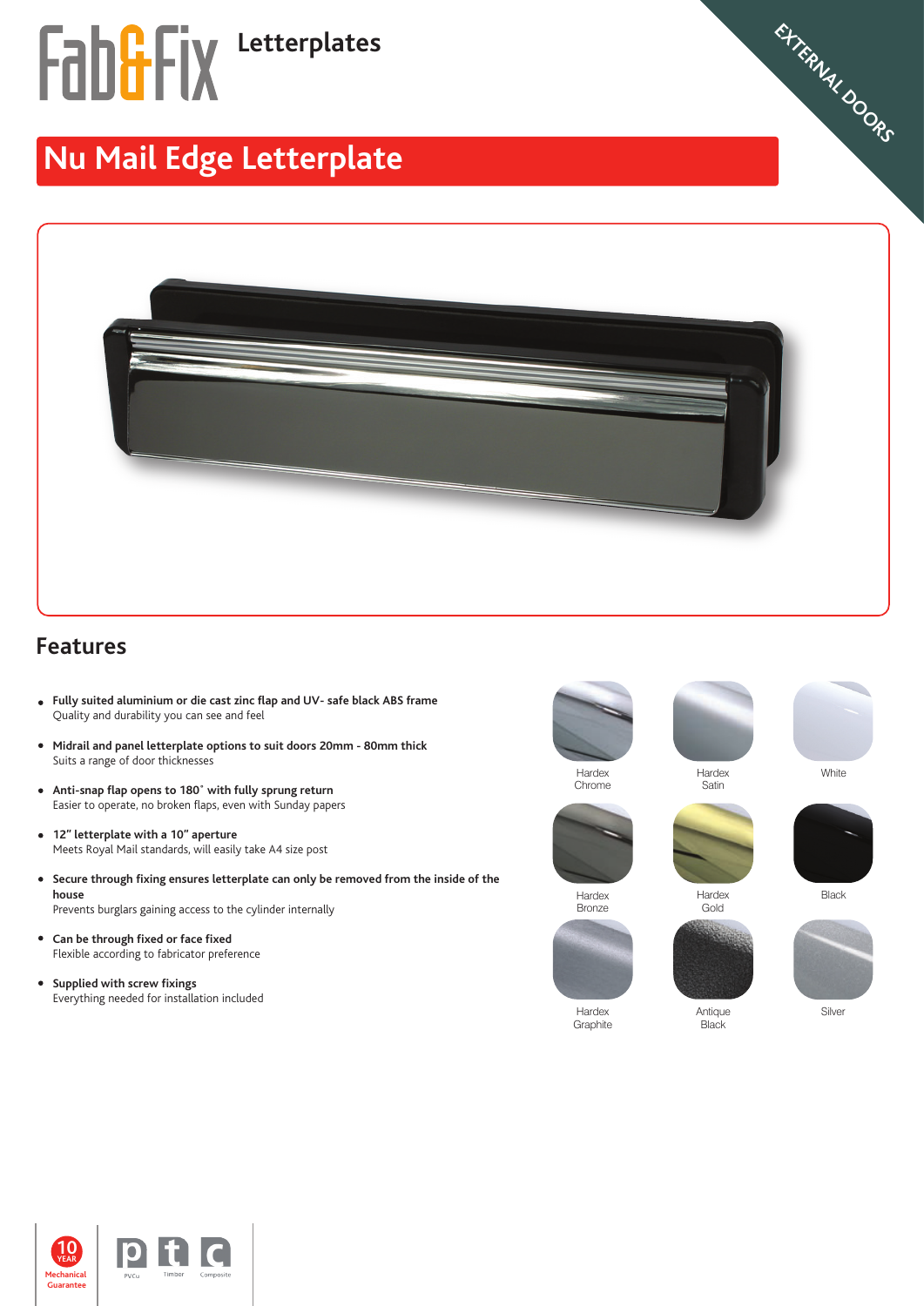Fab&Fix **Letterplates**

EXTERNAL DOORS

# Nu Mail Edge Letterplate

## Features

- **Fully suited aluminium or die cast zinc flap and UV- safe black ABS frame**
  Quality and durability you can see and feel
- **Midrail and panel letterplate options to suit doors 20mm - 80mm thick**
  Suits a range of door thicknesses
- **Anti-snap flap opens to 180˚ with fully sprung return**
  Easier to operate, no broken flaps, even with Sunday papers
- **12" letterplate with a 10" aperture**
  Meets Royal Mail standards, will easily take A4 size post
- **Secure through fixing ensures letterplate can only be removed from the inside of the house**
  Prevents burglars gaining access to the cylinder internally
- **Can be through fixed or face fixed**
  Flexible according to fabricator preference
- **Supplied with screw fixings**
  Everything needed for installation included

Hardex Chrome | Hardex Satin | White

Hardex Bronze | Hardex Gold | Black

Hardex Graphite | Antique Black | Silver

10 YEAR Mechanical Guarantee

PVCu | Timber | Composite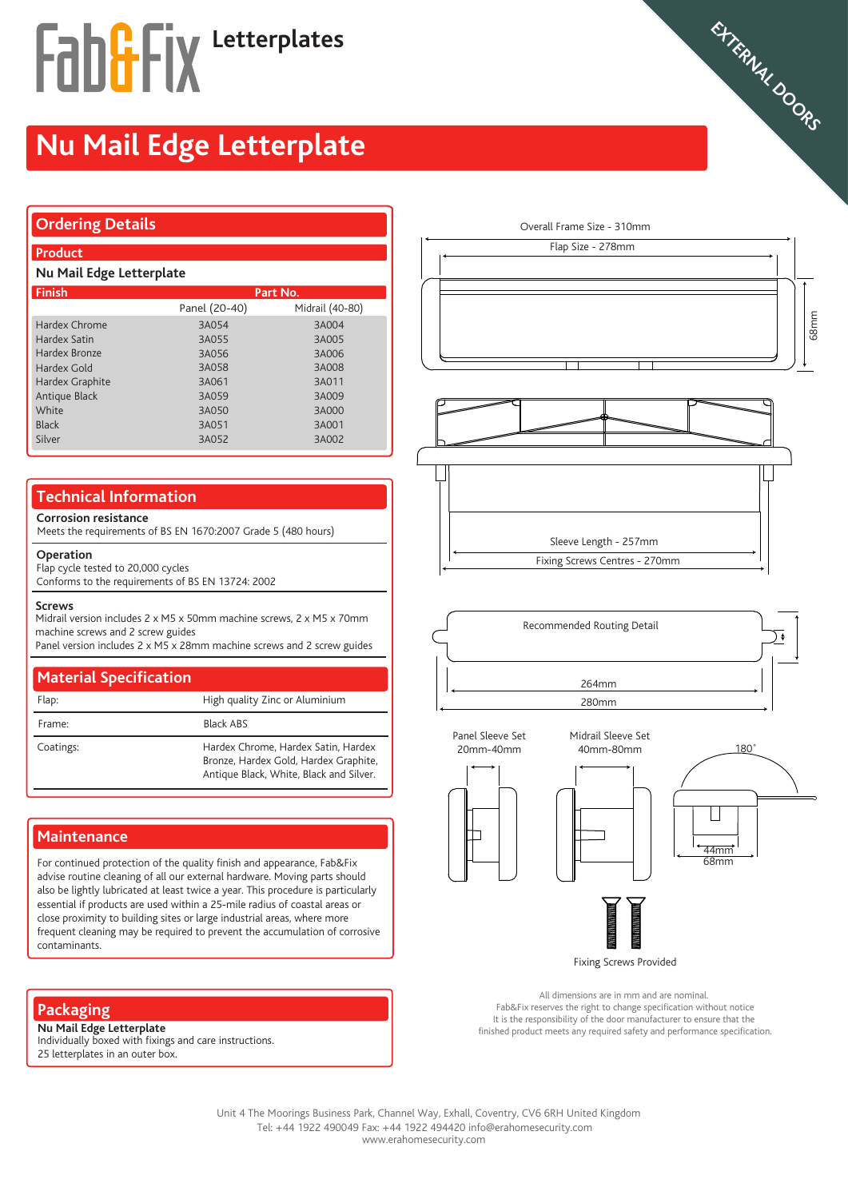# Fab&Fix Letterplates

EXTERNAL DOORS

# Nu Mail Edge Letterplate

## Ordering Details

**Product**

**Nu Mail Edge Letterplate**

| Finish | Part No. | |
|---|---|---|
| | Panel (20-40) | Midrail (40-80) |
| Hardex Chrome | 3A054 | 3A004 |
| Hardex Satin | 3A055 | 3A005 |
| Hardex Bronze | 3A056 | 3A006 |
| Hardex Gold | 3A058 | 3A008 |
| Hardex Graphite | 3A061 | 3A011 |
| Antique Black | 3A059 | 3A009 |
| White | 3A050 | 3A000 |
| Black | 3A051 | 3A001 |
| Silver | 3A052 | 3A002 |

## Technical Information

**Corrosion resistance**
Meets the requirements of BS EN 1670:2007 Grade 5 (480 hours)

**Operation**
Flap cycle tested to 20,000 cycles
Conforms to the requirements of BS EN 13724: 2002

**Screws**
Midrail version includes 2 x M5 x 50mm machine screws, 2 x M5 x 70mm machine screws and 2 screw guides
Panel version includes 2 x M5 x 28mm machine screws and 2 screw guides

## Material Specification

| | |
|---|---|
| Flap: | High quality Zinc or Aluminium |
| Frame: | Black ABS |
| Coatings: | Hardex Chrome, Hardex Satin, Hardex Bronze, Hardex Gold, Hardex Graphite, Antique Black, White, Black and Silver. |

## Maintenance

For continued protection of the quality finish and appearance, Fab&Fix advise routine cleaning of all our external hardware. Moving parts should also be lightly lubricated at least twice a year. This procedure is particularly essential if products are used within a 25-mile radius of coastal areas or close proximity to building sites or large industrial areas, where more frequent cleaning may be required to prevent the accumulation of corrosive contaminants.

## Packaging

**Nu Mail Edge Letterplate**
Individually boxed with fixings and care instructions.
25 letterplates in an outer box.

Overall Frame Size - 310mm
Flap Size - 278mm
68mm

Sleeve Length - 257mm
Fixing Screws Centres - 270mm

Recommended Routing Detail
264mm
280mm

Panel Sleeve Set
20mm-40mm

Midrail Sleeve Set
40mm-80mm

180˚
44mm
68mm

Fixing Screws Provided

All dimensions are in mm and are nominal.
Fab&Fix reserves the right to change specification without notice
It is the responsibility of the door manufacturer to ensure that the finished product meets any required safety and performance specification.

Unit 4 The Moorings Business Park, Channel Way, Exhall, Coventry, CV6 6RH United Kingdom
Tel: +44 1922 490049 Fax: +44 1922 494420 info@erahomesecurity.com
www.erahomesecurity.com